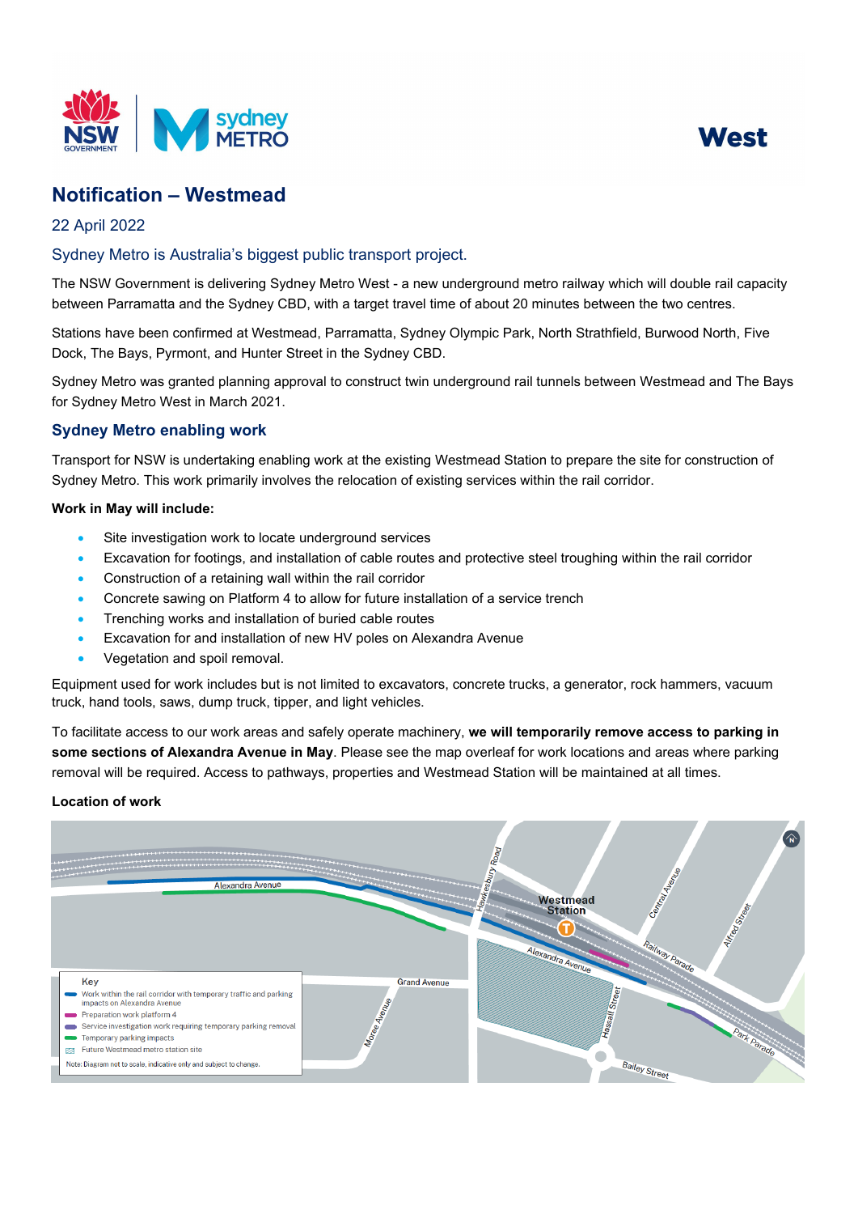West

# Notification – Westmead

22 April 2022

## Sydney Metro is Australia's biggest public transport project.

The NSW Government is delivering Sydney Metro West - a new underground metro railway which will double rail capacity between Parramatta and the Sydney CBD, with a target travel time of about 20 minutes between the two centres.

Stations have been confirmed at Westmead, Parramatta, Sydney Olympic Park, North Strathfield, Burwood North, Five Dock, The Bays, Pyrmont, and Hunter Street in the Sydney CBD.

Sydney Metro was granted planning approval to construct twin underground rail tunnels between Westmead and The Bays for Sydney Metro West in March 2021.

## Sydney Metro enabling work

Transport for NSW is undertaking enabling work at the existing Westmead Station to prepare the site for construction of Sydney Metro. This work primarily involves the relocation of existing services within the rail corridor.

**Work in May will include:**

- Site investigation work to locate underground services
- Excavation for footings, and installation of cable routes and protective steel troughing within the rail corridor
- Construction of a retaining wall within the rail corridor
- Concrete sawing on Platform 4 to allow for future installation of a service trench
- Trenching works and installation of buried cable routes
- Excavation for and installation of new HV poles on Alexandra Avenue
- Vegetation and spoil removal.

Equipment used for work includes but is not limited to excavators, concrete trucks, a generator, rock hammers, vacuum truck, hand tools, saws, dump truck, tipper, and light vehicles.

To facilitate access to our work areas and safely operate machinery, **we will temporarily remove access to parking in some sections of Alexandra Avenue in May**. Please see the map overleaf for work locations and areas where parking removal will be required. Access to pathways, properties and Westmead Station will be maintained at all times.

**Location of work**

Key
- Work within the rail corridor with temporary traffic and parking impacts on Alexandra Avenue
- Preparation work platform 4
- Service investigation work requiring temporary parking removal
- Temporary parking impacts
- Future Westmead metro station site

Note: Diagram not to scale, indicative only and subject to change.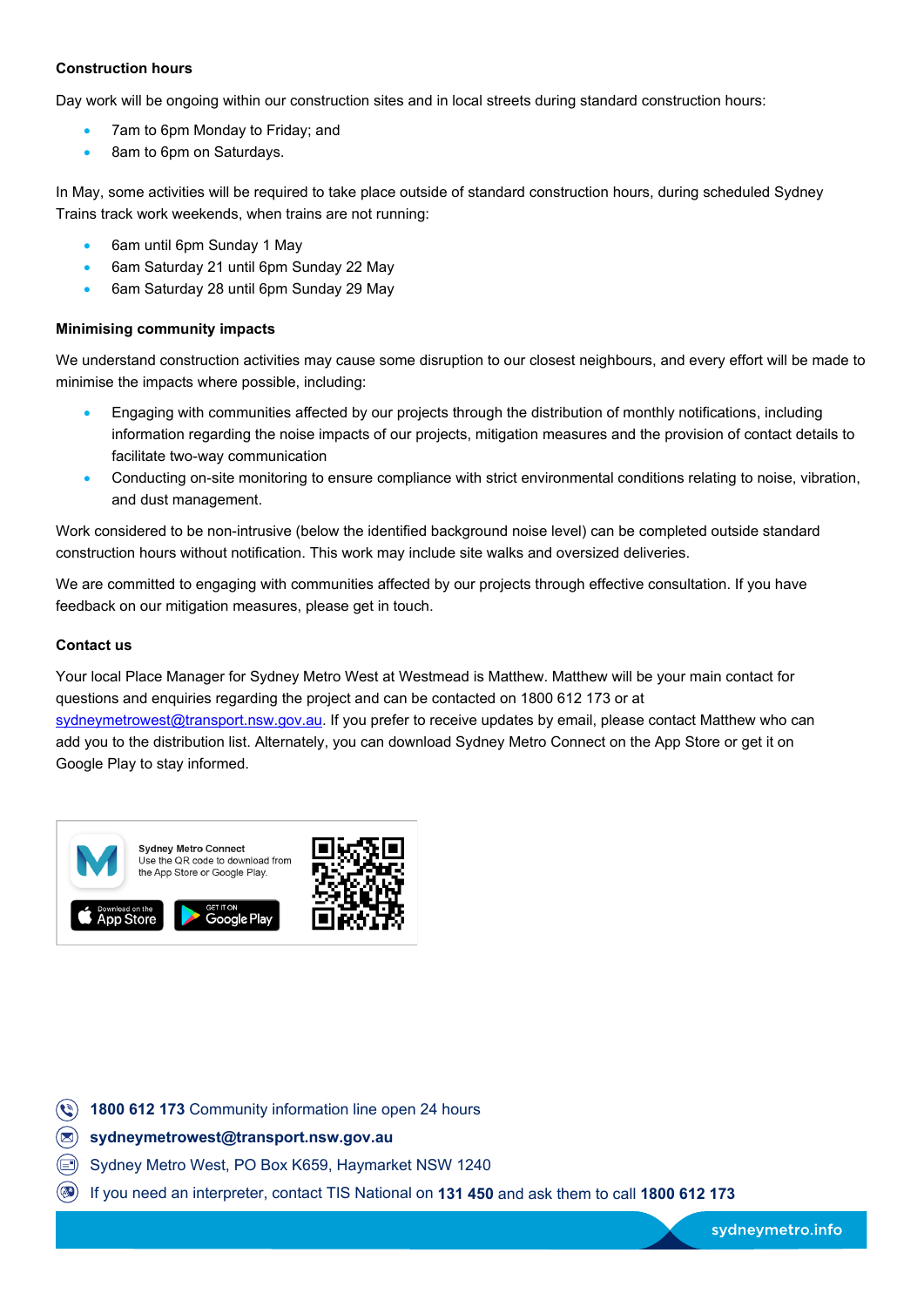**Construction hours**

Day work will be ongoing within our construction sites and in local streets during standard construction hours:

- 7am to 6pm Monday to Friday; and
- 8am to 6pm on Saturdays.

In May, some activities will be required to take place outside of standard construction hours, during scheduled Sydney Trains track work weekends, when trains are not running:

- 6am until 6pm Sunday 1 May
- 6am Saturday 21 until 6pm Sunday 22 May
- 6am Saturday 28 until 6pm Sunday 29 May

**Minimising community impacts**

We understand construction activities may cause some disruption to our closest neighbours, and every effort will be made to minimise the impacts where possible, including:

- Engaging with communities affected by our projects through the distribution of monthly notifications, including information regarding the noise impacts of our projects, mitigation measures and the provision of contact details to facilitate two-way communication
- Conducting on-site monitoring to ensure compliance with strict environmental conditions relating to noise, vibration, and dust management.

Work considered to be non-intrusive (below the identified background noise level) can be completed outside standard construction hours without notification. This work may include site walks and oversized deliveries.

We are committed to engaging with communities affected by our projects through effective consultation. If you have feedback on our mitigation measures, please get in touch.

**Contact us**

Your local Place Manager for Sydney Metro West at Westmead is Matthew. Matthew will be your main contact for questions and enquiries regarding the project and can be contacted on 1800 612 173 or at sydneymetrowest@transport.nsw.gov.au. If you prefer to receive updates by email, please contact Matthew who can add you to the distribution list. Alternately, you can download Sydney Metro Connect on the App Store or get it on Google Play to stay informed.

**Sydney Metro Connect**
Use the QR code to download from the App Store or Google Play.

Download on the App Store | GET IT ON Google Play

**1800 612 173** Community information line open 24 hours

**sydneymetrowest@transport.nsw.gov.au**

Sydney Metro West, PO Box K659, Haymarket NSW 1240

If you need an interpreter, contact TIS National on **131 450** and ask them to call **1800 612 173**

sydneymetro.info